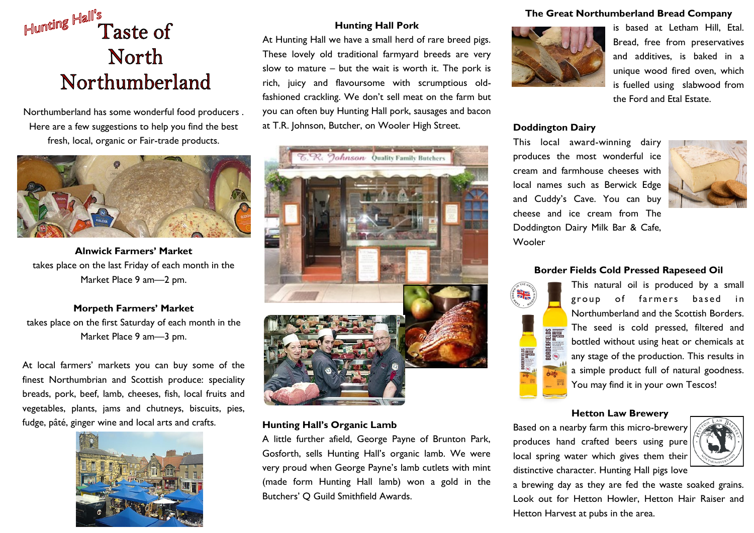# Hunting Hall's Taste of North Northumberland

Northumberland has some wonderful food producers . Here are a few suggestions to help you find the best fresh, local, organic or Fair-trade products.

**Alnwick Farmers' Market**
takes place on the last Friday of each month in the Market Place 9 am—2 pm.

**Morpeth Farmers' Market**
takes place on the first Saturday of each month in the Market Place 9 am—3 pm.

At local farmers' markets you can buy some of the finest Northumbrian and Scottish produce: speciality breads, pork, beef, lamb, cheeses, fish, local fruits and vegetables, plants, jams and chutneys, biscuits, pies, fudge, pâté, ginger wine and local arts and crafts.

**Hunting Hall Pork**

At Hunting Hall we have a small herd of rare breed pigs. These lovely old traditional farmyard breeds are very slow to mature – but the wait is worth it. The pork is rich, juicy and flavoursome with scrumptious old-fashioned crackling. We don't sell meat on the farm but you can often buy Hunting Hall pork, sausages and bacon at T.R. Johnson, Butcher, on Wooler High Street.

**Hunting Hall's Organic Lamb**

A little further afield, George Payne of Brunton Park, Gosforth, sells Hunting Hall's organic lamb. We were very proud when George Payne's lamb cutlets with mint (made form Hunting Hall lamb) won a gold in the Butchers' Q Guild Smithfield Awards.

**The Great Northumberland Bread Company**

is based at Letham Hill, Etal. Bread, free from preservatives and additives, is baked in a unique wood fired oven, which is fuelled using slabwood from the Ford and Etal Estate.

**Doddington Dairy**

This local award-winning dairy produces the most wonderful ice cream and farmhouse cheeses with local names such as Berwick Edge and Cuddy's Cave. You can buy cheese and ice cream from The Doddington Dairy Milk Bar & Cafe, Wooler

**Border Fields Cold Pressed Rapeseed Oil**

This natural oil is produced by a small group of farmers based in Northumberland and the Scottish Borders. The seed is cold pressed, filtered and bottled without using heat or chemicals at any stage of the production. This results in a simple product full of natural goodness. You may find it in your own Tescos!

**Hetton Law Brewery**

Based on a nearby farm this micro-brewery produces hand crafted beers using pure local spring water which gives them their distinctive character. Hunting Hall pigs love a brewing day as they are fed the waste soaked grains. Look out for Hetton Howler, Hetton Hair Raiser and Hetton Harvest at pubs in the area.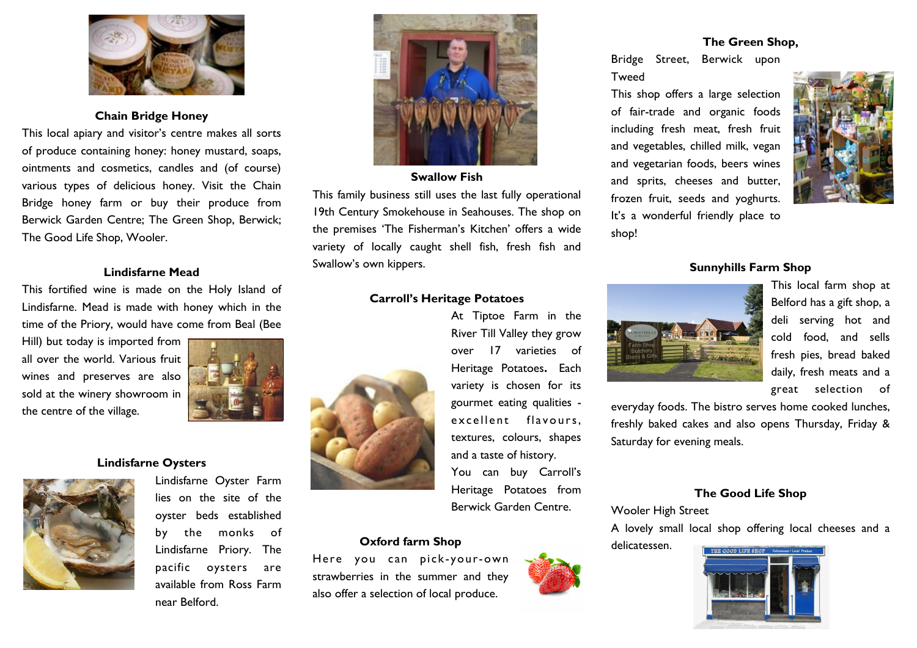### Chain Bridge Honey

This local apiary and visitor's centre makes all sorts of produce containing honey: honey mustard, soaps, ointments and cosmetics, candles and (of course) various types of delicious honey. Visit the Chain Bridge honey farm or buy their produce from Berwick Garden Centre; The Green Shop, Berwick; The Good Life Shop, Wooler.

### Lindisfarne Mead

This fortified wine is made on the Holy Island of Lindisfarne. Mead is made with honey which in the time of the Priory, would have come from Beal (Bee Hill) but today is imported from all over the world. Various fruit wines and preserves are also sold at the winery showroom in the centre of the village.

### Lindisfarne Oysters

Lindisfarne Oyster Farm lies on the site of the oyster beds established by the monks of Lindisfarne Priory. The pacific oysters are available from Ross Farm near Belford.

### Swallow Fish

This family business still uses the last fully operational 19th Century Smokehouse in Seahouses. The shop on the premises 'The Fisherman's Kitchen' offers a wide variety of locally caught shell fish, fresh fish and Swallow's own kippers.

### Carroll's Heritage Potatoes

At Tiptoe Farm in the River Till Valley they grow over 17 varieties of Heritage Potatoes**.** Each variety is chosen for its gourmet eating qualities - excellent flavours, textures, colours, shapes and a taste of history.

You can buy Carroll's Heritage Potatoes from Berwick Garden Centre.

### Oxford farm Shop

Here you can pick-your-own strawberries in the summer and they also offer a selection of local produce.

### The Green Shop,

Bridge Street, Berwick upon Tweed

This shop offers a large selection of fair-trade and organic foods including fresh meat, fresh fruit and vegetables, chilled milk, vegan and vegetarian foods, beers wines and sprits, cheeses and butter, frozen fruit, seeds and yoghurts. It's a wonderful friendly place to shop!

### Sunnyhills Farm Shop

This local farm shop at Belford has a gift shop, a deli serving hot and cold food, and sells fresh pies, bread baked daily, fresh meats and a great selection of everyday foods. The bistro serves home cooked lunches, freshly baked cakes and also opens Thursday, Friday & Saturday for evening meals.

### The Good Life Shop

Wooler High Street

A lovely small local shop offering local cheeses and a delicatessen.